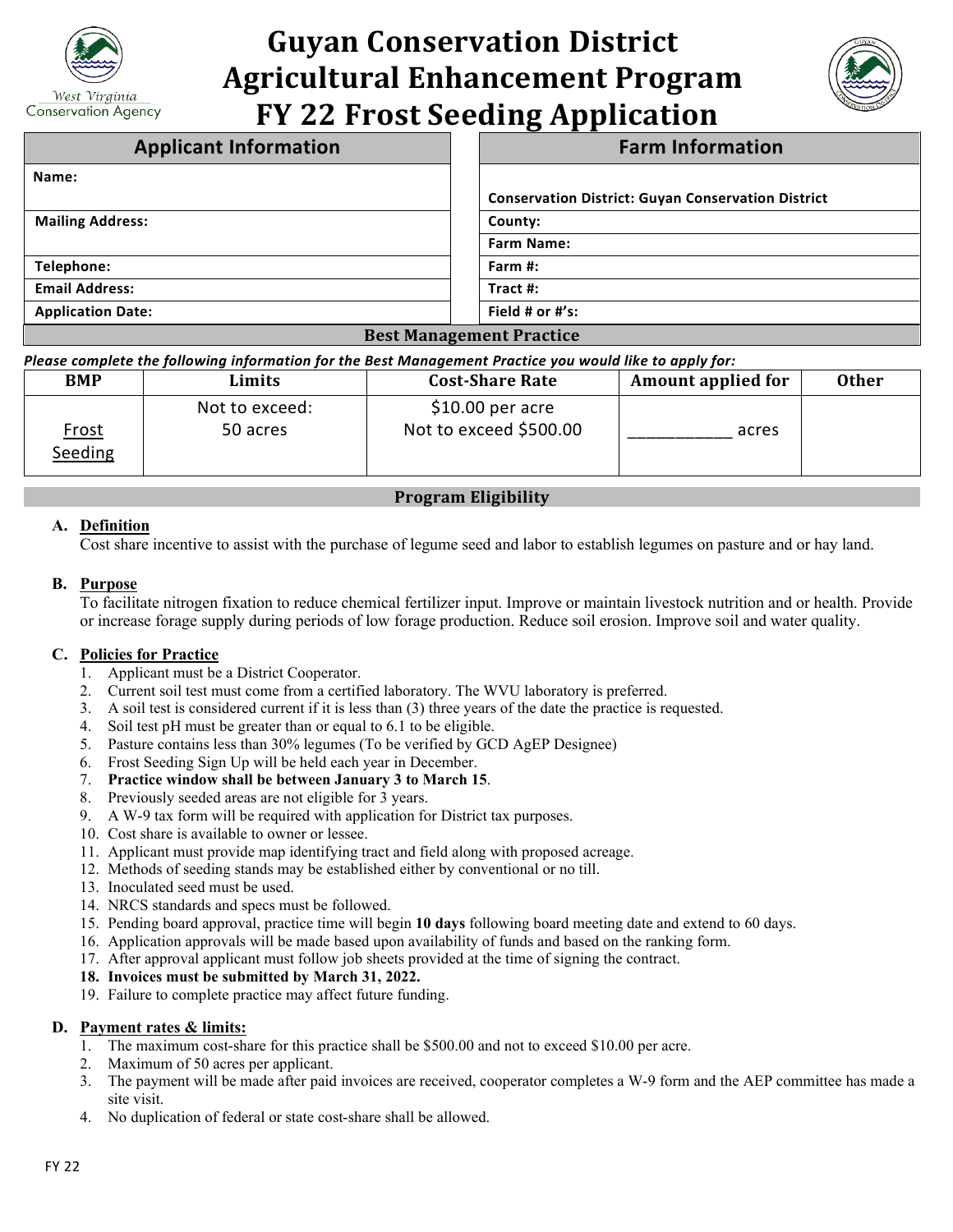# Guyan Conservation District Agricultural Enhancement Program FY 22 Frost Seeding Application

West Virginia Conservation Agency

| Applicant Information | Farm Information |
|---|---|
| Name: | Conservation District: Guyan Conservation District |
| Mailing Address: | County: |
| | Farm Name: |
| Telephone: | Farm #: |
| Email Address: | Tract #: |
| Application Date: | Field # or #'s: |

## Best Management Practice

***Please complete the following information for the Best Management Practice you would like to apply for:***

| BMP | Limits | Cost-Share Rate | Amount applied for | Other |
|---|---|---|---|---|
| Frost Seeding | Not to exceed: 50 acres | $10.00 per acre Not to exceed $500.00 | ___________ acres | |

## Program Eligibility

**A. Definition**

Cost share incentive to assist with the purchase of legume seed and labor to establish legumes on pasture and or hay land.

**B. Purpose**

To facilitate nitrogen fixation to reduce chemical fertilizer input. Improve or maintain livestock nutrition and or health. Provide or increase forage supply during periods of low forage production. Reduce soil erosion. Improve soil and water quality.

**C. Policies for Practice**

1. Applicant must be a District Cooperator.
2. Current soil test must come from a certified laboratory. The WVU laboratory is preferred.
3. A soil test is considered current if it is less than (3) three years of the date the practice is requested.
4. Soil test pH must be greater than or equal to 6.1 to be eligible.
5. Pasture contains less than 30% legumes (To be verified by GCD AgEP Designee)
6. Frost Seeding Sign Up will be held each year in December.
7. **Practice window shall be between January 3 to March 15**.
8. Previously seeded areas are not eligible for 3 years.
9. A W-9 tax form will be required with application for District tax purposes.
10. Cost share is available to owner or lessee.
11. Applicant must provide map identifying tract and field along with proposed acreage.
12. Methods of seeding stands may be established either by conventional or no till.
13. Inoculated seed must be used.
14. NRCS standards and specs must be followed.
15. Pending board approval, practice time will begin **10 days** following board meeting date and extend to 60 days.
16. Application approvals will be made based upon availability of funds and based on the ranking form.
17. After approval applicant must follow job sheets provided at the time of signing the contract.
18. **Invoices must be submitted by March 31, 2022.**
19. Failure to complete practice may affect future funding.

**D. Payment rates & limits:**

1. The maximum cost-share for this practice shall be $500.00 and not to exceed $10.00 per acre.
2. Maximum of 50 acres per applicant.
3. The payment will be made after paid invoices are received, cooperator completes a W-9 form and the AEP committee has made a site visit.
4. No duplication of federal or state cost-share shall be allowed.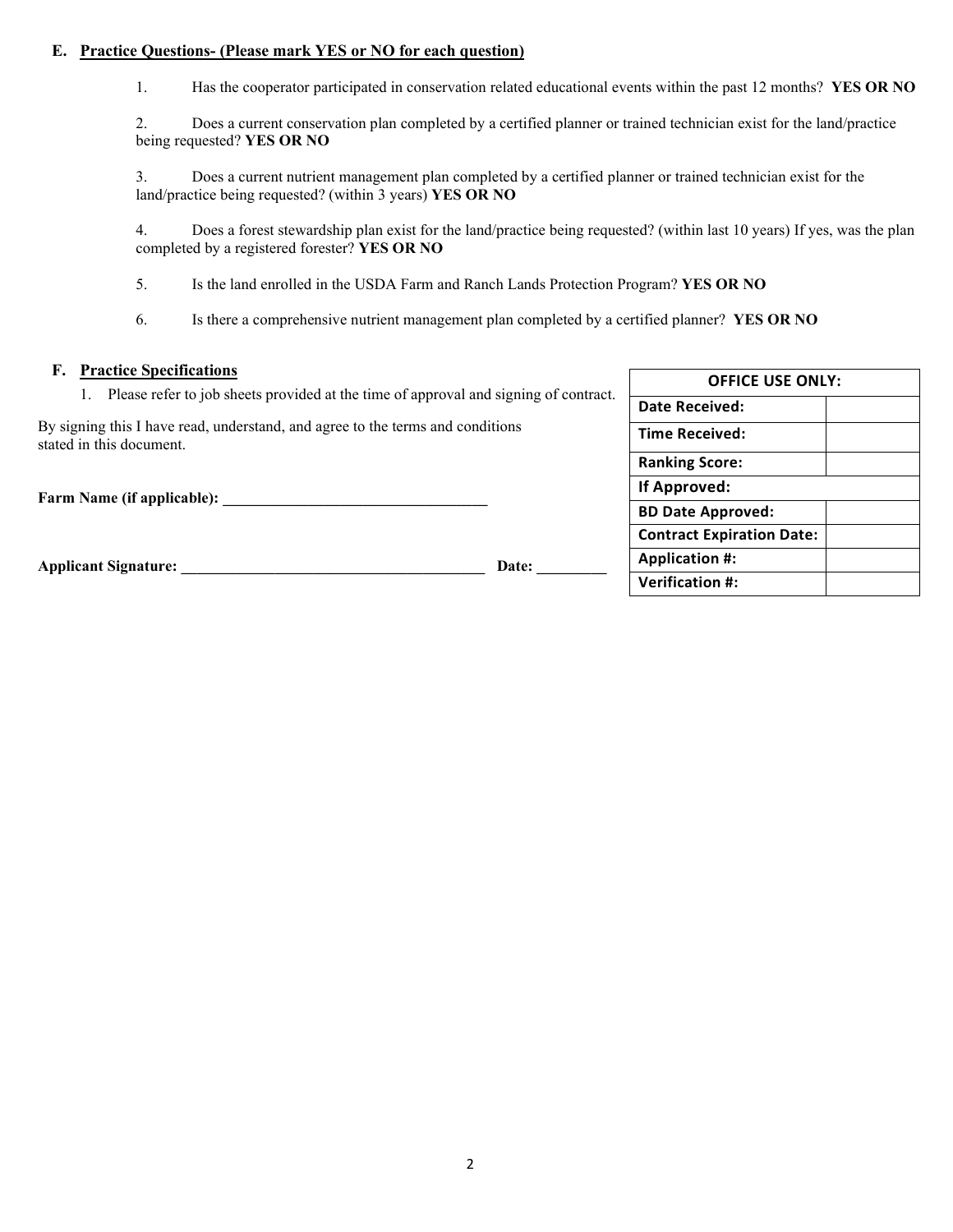### E. Practice Questions- (Please mark YES or NO for each question)

1. Has the cooperator participated in conservation related educational events within the past 12 months? **YES OR NO**

2. Does a current conservation plan completed by a certified planner or trained technician exist for the land/practice being requested? **YES OR NO**

3. Does a current nutrient management plan completed by a certified planner or trained technician exist for the land/practice being requested? (within 3 years) **YES OR NO**

4. Does a forest stewardship plan exist for the land/practice being requested? (within last 10 years) If yes, was the plan completed by a registered forester? **YES OR NO**

5. Is the land enrolled in the USDA Farm and Ranch Lands Protection Program? **YES OR NO**

6. Is there a comprehensive nutrient management plan completed by a certified planner? **YES OR NO**

### F. Practice Specifications

1. Please refer to job sheets provided at the time of approval and signing of contract.

By signing this I have read, understand, and agree to the terms and conditions stated in this document.

**Farm Name (if applicable): ___________________________________**

**Applicant Signature: ________________________________________ Date: _________**

| OFFICE USE ONLY: | |
|---|---|
| Date Received: | |
| Time Received: | |
| Ranking Score: | |
| If Approved: | |
| BD Date Approved: | |
| Contract Expiration Date: | |
| Application #: | |
| Verification #: | |